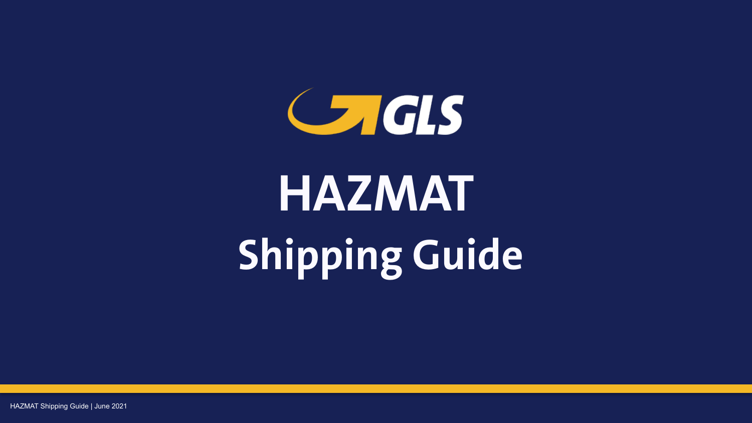GLS

# HAZMAT

## Shipping Guide

HAZMAT Shipping Guide | June 2021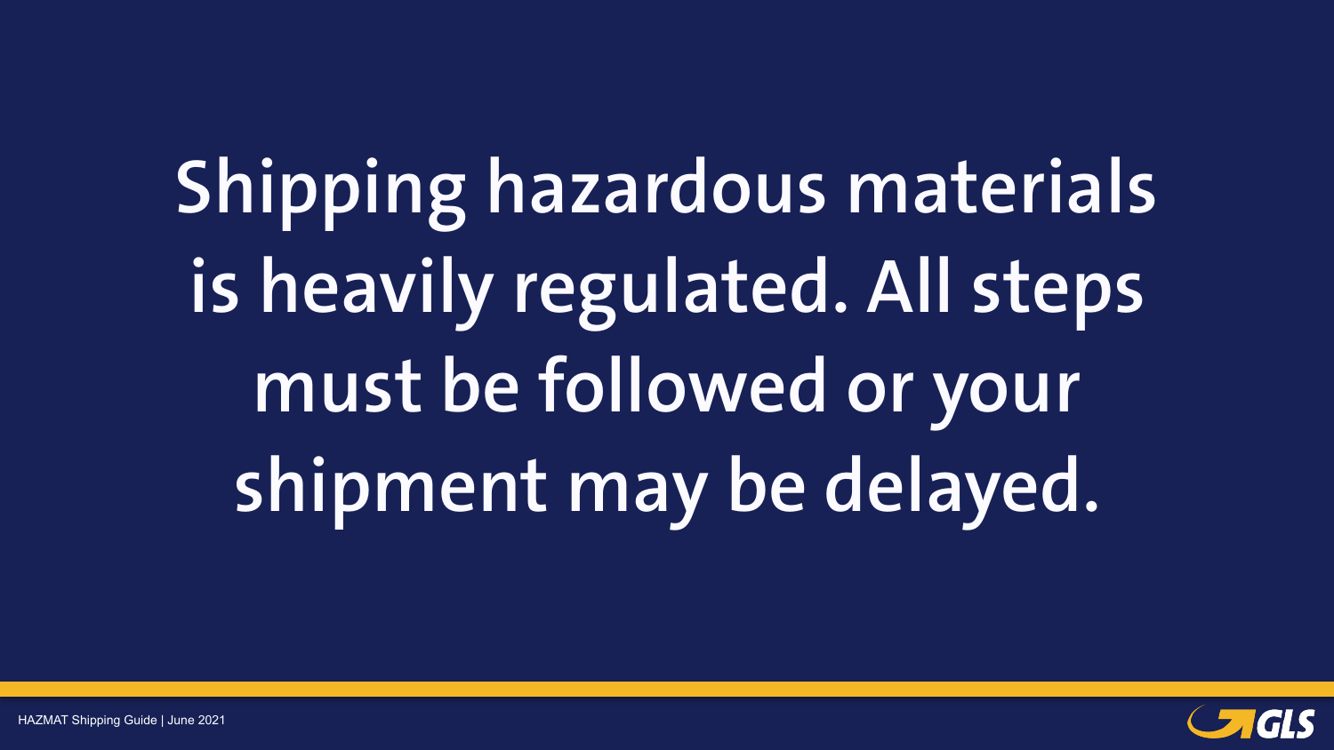# Shipping hazardous materials is heavily regulated. All steps must be followed or your shipment may be delayed.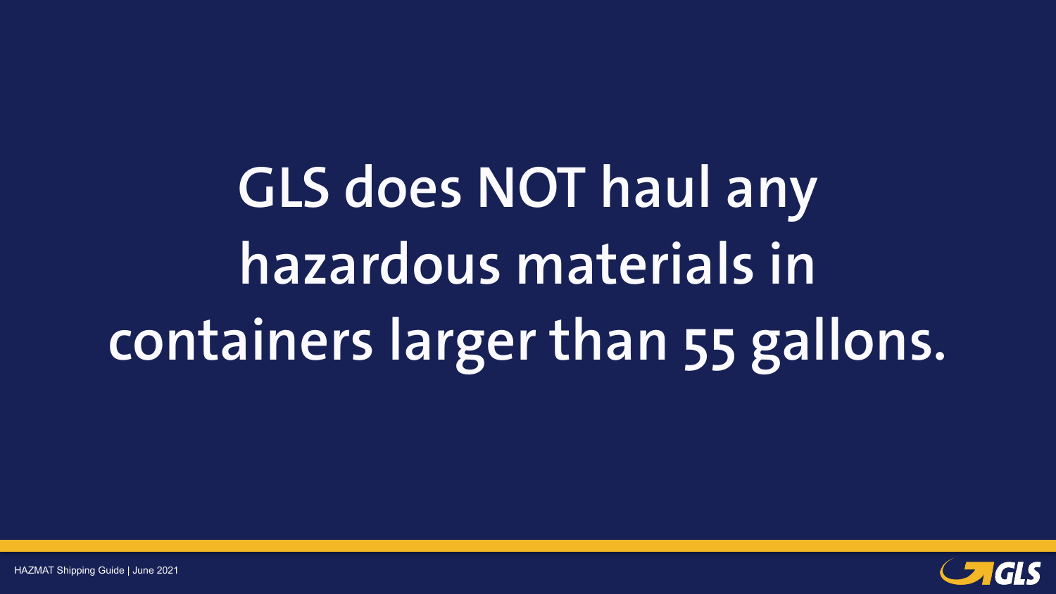# GLS does NOT haul any hazardous materials in containers larger than 55 gallons.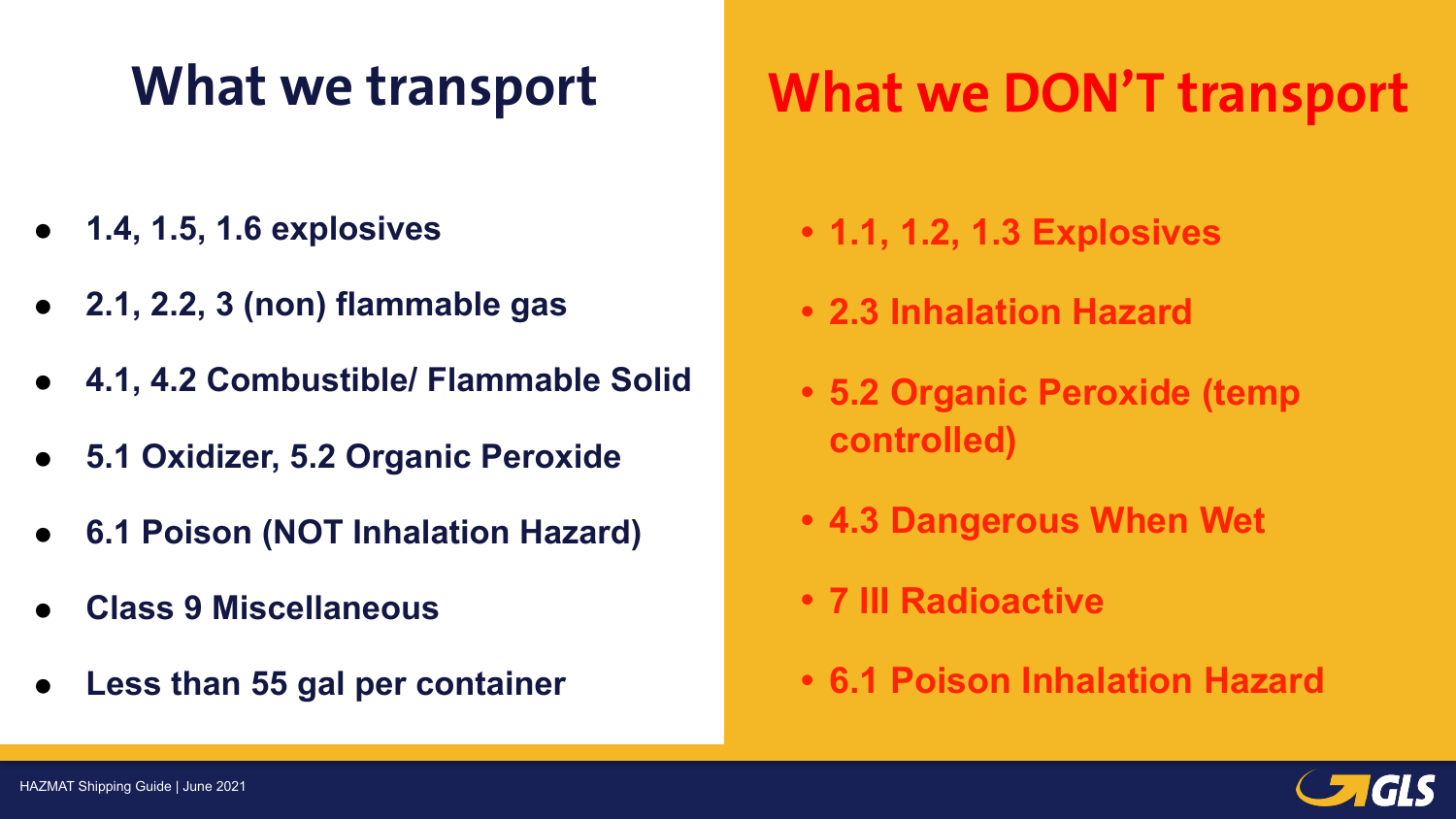## What we transport

- **1.4, 1.5, 1.6 explosives**
- **2.1, 2.2, 3 (non) flammable gas**
- **4.1, 4.2 Combustible/ Flammable Solid**
- **5.1 Oxidizer, 5.2 Organic Peroxide**
- **6.1 Poison (NOT Inhalation Hazard)**
- **Class 9 Miscellaneous**
- **Less than 55 gal per container**

## What we DON'T transport

- **1.1, 1.2, 1.3 Explosives**
- **2.3 Inhalation Hazard**
- **5.2 Organic Peroxide (temp controlled)**
- **4.3 Dangerous When Wet**
- **7 III Radioactive**
- **6.1 Poison Inhalation Hazard**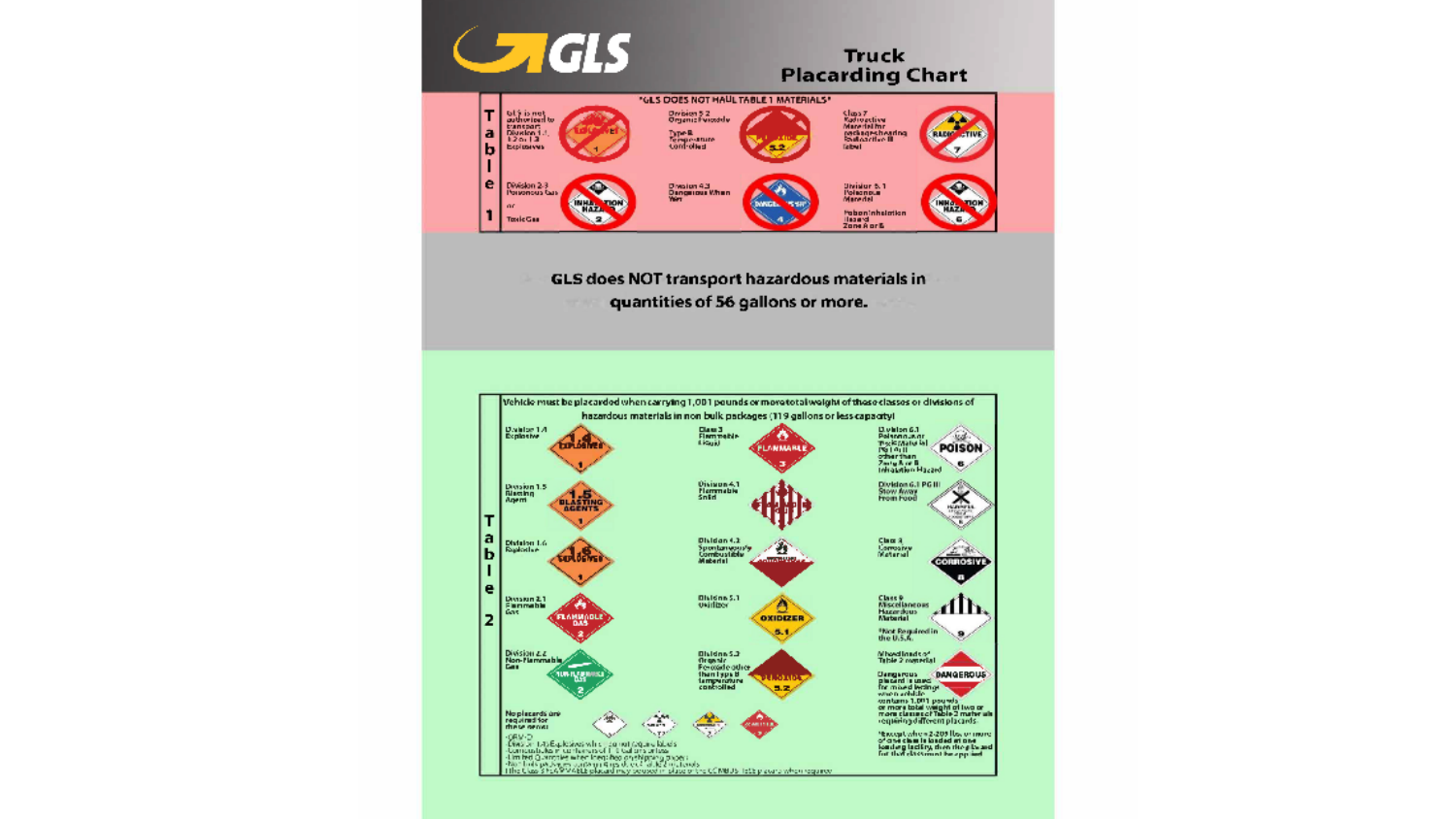# GLS Truck Placarding Chart

## Table 1

*GLS DOES NOT HAUL TABLE 1 MATERIALS*

| | | |
|---|---|---|
| GLS is not authorized to transport Division 1.1, 1.2 or 1.3 Explosives | Division 5.2 Organic Peroxide Type B Temperature controlled | Class 7 Radioactive Material for packages bearing Radioactive III label |
| Division 2.3 Poisonous Gas or Toxic Gas | Division 4.3 Dangerous When Wet | Division 6.1 Poisonous Material Poison Inhalation Hazard Zone A or B |

**GLS does NOT transport hazardous materials in quantities of 56 gallons or more.**

## Table 2

Vehicle must be placarded when carrying 1,001 pounds or more total weight of these classes or divisions of hazardous materials in non bulk packages (119 gallons or less capacity)

| | | |
|---|---|---|
| Division 1.4 Explosive | Class 3 Flammable Liquid | Division 6.1 Poisonous or Toxic Material PG I & II other than Zone A or B Inhalation Hazard |
| Division 1.5 Blasting Agent | Division 4.1 Flammable Solid | Division 6.1 PG III Stow Away From Food |
| Division 1.6 Explosive | Division 4.2 Spontaneously Combustible Material | Class 8 Corrosive Material |
| Division 2.1 Flammable Gas | Division 5.1 Oxidizer | Class 9 Miscellaneous Hazardous Material *Not Required in the U.S.A. |
| Division 2.2 Non-Flammable Gas | Division 5.2 Organic Peroxide other than type B temperature controlled | Mixed loads of Table 2 material: Dangerous placard is used for mixed loading when vehicle contains 1,001 pounds or more total weight of two or more classes of Table 2 materials requiring different placards. *Except when 2,205 lbs. or more of one class is loaded at one loading facility, then the placard for that class must be applied |

No placards are required for these areas:
- ORM-D
- Class 1.4S Explosives which do not require labels
- Combustible in containers of 119 gallons or less
- Limited Quantities when identified on shipping papers
- Non-bulk packages containing residues of Table 2 materials
- The Class 3 FLAMMABLE placard may be used in place of the COMBUSTIBLE placard when required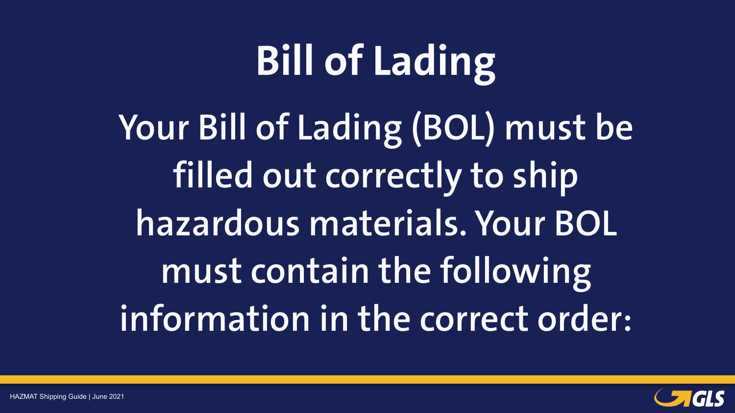# Bill of Lading

Your Bill of Lading (BOL) must be filled out correctly to ship hazardous materials. Your BOL must contain the following information in the correct order: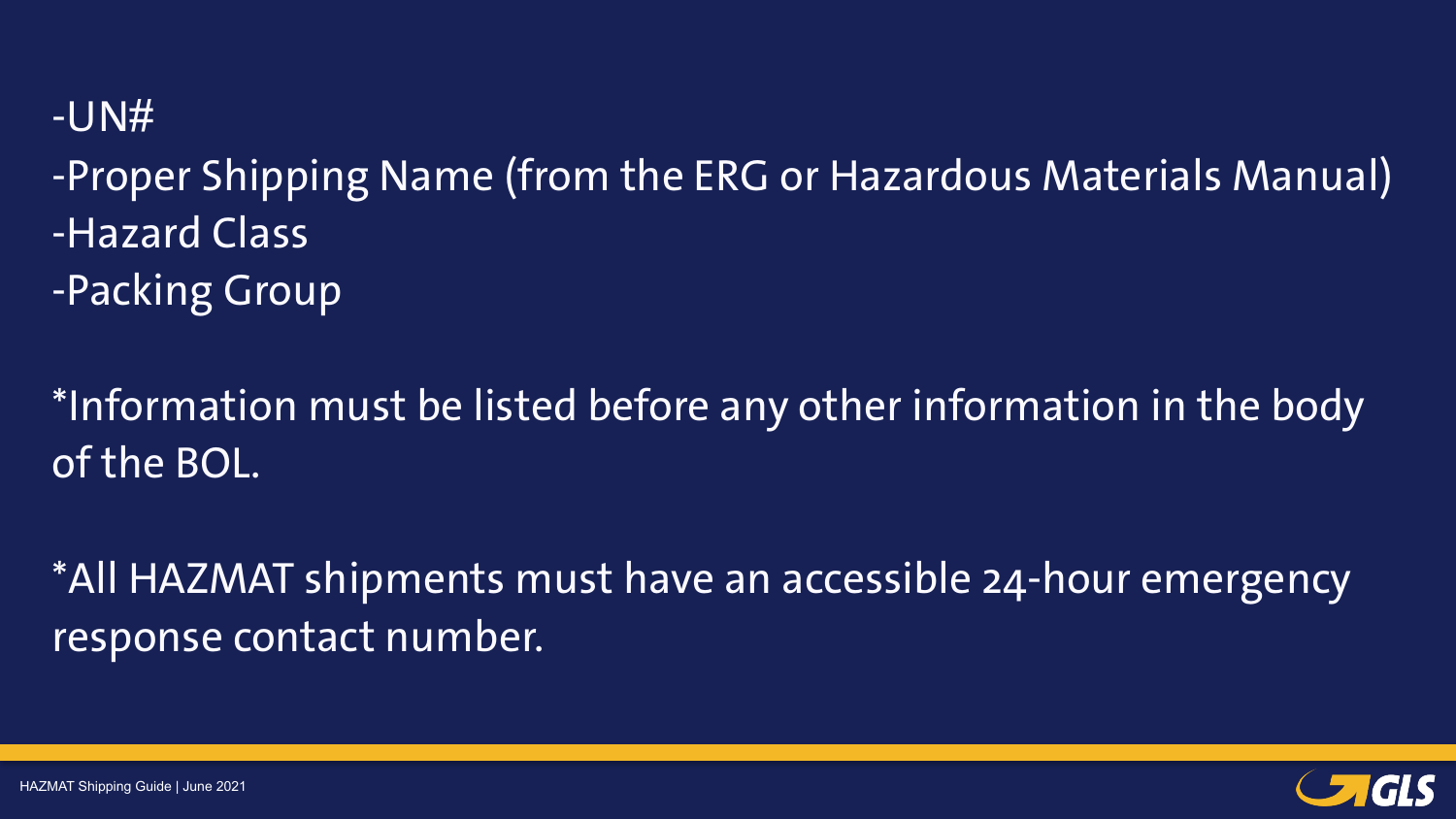-UN#

-Proper Shipping Name (from the ERG or Hazardous Materials Manual)

-Hazard Class

-Packing Group

*Information must be listed before any other information in the body of the BOL.

*All HAZMAT shipments must have an accessible 24-hour emergency response contact number.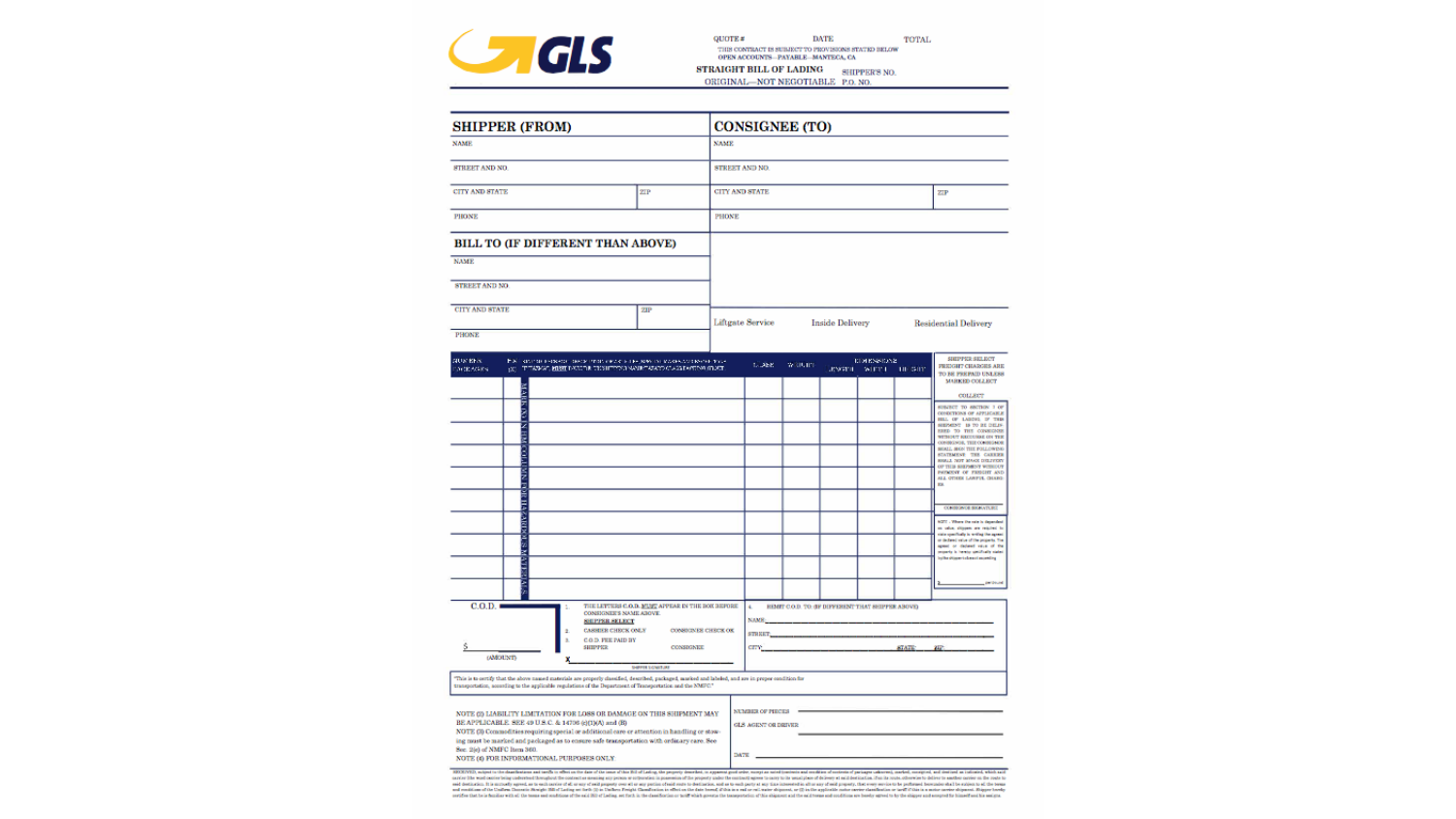GLS

QUOTE # DATE TOTAL

THIS CONTRACT IS SUBJECT TO PROVISIONS STATED BELOW
OPEN ACCOUNTS—PAYABLE—MANTECA, CA

**STRAIGHT BILL OF LADING**
ORIGINAL—NOT NEGOTIABLE

SHIPPER'S NO.
P.O. NO.

| SHIPPER (FROM) | | CONSIGNEE (TO) | |
|---|---|---|---|
| NAME | | NAME | |
| STREET AND NO. | | STREET AND NO. | |
| CITY AND STATE | ZIP | CITY AND STATE | ZIP |
| PHONE | | PHONE | |

**BILL TO (IF DIFFERENT THAN ABOVE)**

| | |
|---|---|
| NAME | |
| STREET AND NO. | |
| CITY AND STATE | ZIP |
| PHONE | |

Liftgate Service Inside Delivery Residential Delivery

| SHIPPING UNITS | HM (X) | KIND OF PACKAGE, DESCRIPTION OF ARTICLES, SPECIAL MARKS AND EXCEPTIONS | CLASS | WEIGHT | DIMENSIONS LENGTH | WIDTH | HEIGHT |
|---|---|---|---|---|---|---|---|
| | | | | | | | |
| | | | | | | | |
| | | | | | | | |
| | | | | | | | |
| | | | | | | | |
| | | | | | | | |
| | | | | | | | |
| | | | | | | | |
| | | | | | | | |

MARK "X" IN HM COLUMN FOR HAZARDOUS MATERIALS

SHIPPER SELECT FREIGHT CHARGES ARE TO BE PREPAID UNLESS MARKED COLLECT

COLLECT

SUBJECT TO SECTION 7 OF CONDITIONS OF APPLICABLE BILL OF LADING. IF THIS SHIPMENT IS TO BE DELIVERED TO THE CONSIGNEE WITHOUT RECOURSE ON THE CONSIGNOR, THE CONSIGNOR SHALL SIGN THE FOLLOWING STATEMENT: THE CARRIER SHALL NOT MAKE DELIVERY OF THIS SHIPMENT WITHOUT PAYMENT OF FREIGHT AND ALL OTHER LAWFUL CHARGES.

CONSIGNOR SIGNATURE

NOTE - Where the rate is dependent on value, shippers are required to state specifically in writing the agreed or declared value of the property. The agreed or declared value of the property is hereby specifically stated by the shipper to be not exceeding

$ ______ per (unit)

**C.O.D.**

$ ______
(AMOUNT)

1. THE LETTERS C.O.D. MUST APPEAR IN THE BOX BEFORE CONSIGNEE'S NAME ABOVE.
   SHIPPER SELECT
2. CASHIER CHECK ONLY CONSIGNEE CHECK OK
3. C.O.D. FEE PAID BY SHIPPER CONSIGNEE

X ______
SHIPPER SIGNATURE

4. REMIT C.O.D. TO (IF DIFFERENT THAT SHIPPER ABOVE)

NAME ______
STREET ______
CITY ______ STATE ______ ZIP ______

"This is to certify that the above named materials are properly classified, described, packaged, marked and labeled, and are in proper condition for transportation, according to the applicable regulations of the Department of Transportation and the NMFC."

NOTE (1) LIABILITY LIMITATION FOR LOSS OR DAMAGE ON THIS SHIPMENT MAY BE APPLICABLE. SEE 49 U.S.C. & 14706 (c)(1)(A) and (B)
NOTE (3) Commodities requiring special or additional care or attention in handling or stowing must be marked and packaged as to ensure safe transportation with ordinary care. See Sec. 2(e) of NMFC Item 360.
NOTE (4) FOR INFORMATIONAL PURPOSES ONLY

NUMBER OF PIECES ______
GLS AGENT OR DRIVER ______
DATE ______

RECEIVED, subject to the classifications and tariffs in effect on the date of the issue of this Bill of Lading, the property described above in apparent good order, except as noted (contents and condition of contents of packages unknown), marked, consigned, and destined as indicated, which said carrier (the word carrier being understood throughout this contract as meaning any person or corporation in possession of the property under the contract) agrees to carry to its usual place of delivery at said destination, if on its route, otherwise to deliver to another carrier on the route to said destination. It is mutually agreed, as to each carrier of all or any of said property over all or any portion of said route to destination, and as to each party at any time interested in all or any of said property, that every service to be performed hereunder shall be subject to all the terms and conditions of the Uniform Domestic Straight Bill of Lading set forth (1) in Uniform Freight Classification in effect on the date hereof, if this is a rail or rail-water shipment, or (2) in the applicable motor carrier classification or tariff if this is a motor carrier shipment. Shipper hereby certifies that he is familiar with all the terms and conditions of the said Bill of Lading, set forth in the classification or tariff which governs the transportation of this shipment and the said terms and conditions are hereby agreed to by the shipper and accepted for himself and his assigns.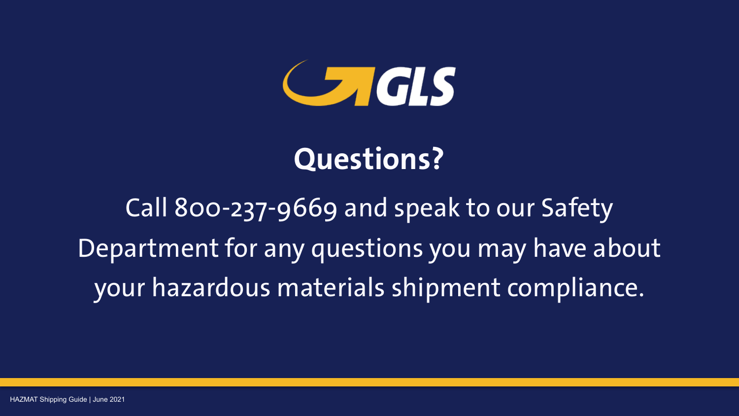# Questions?

Call 800-237-9669 and speak to our Safety Department for any questions you may have about your hazardous materials shipment compliance.